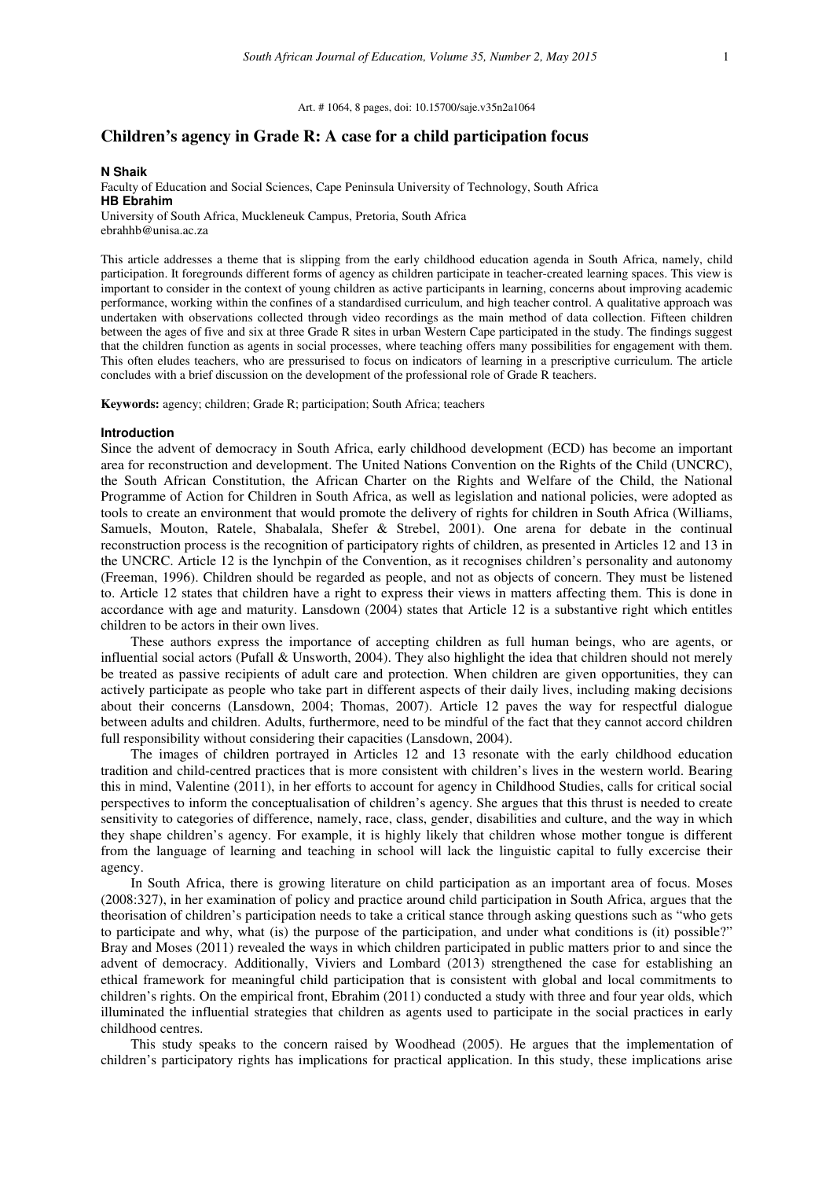Art. # 1064, 8 pages, doi: 10.15700/saje.v35n2a1064

# Children's agency in Grade R: A case for a child participation focus

**N Shaik**
Faculty of Education and Social Sciences, Cape Peninsula University of Technology, South Africa
**HB Ebrahim**
University of South Africa, Muckleneuk Campus, Pretoria, South Africa
ebrahhb@unisa.ac.za

This article addresses a theme that is slipping from the early childhood education agenda in South Africa, namely, child participation. It foregrounds different forms of agency as children participate in teacher-created learning spaces. This view is important to consider in the context of young children as active participants in learning, concerns about improving academic performance, working within the confines of a standardised curriculum, and high teacher control. A qualitative approach was undertaken with observations collected through video recordings as the main method of data collection. Fifteen children between the ages of five and six at three Grade R sites in urban Western Cape participated in the study. The findings suggest that the children function as agents in social processes, where teaching offers many possibilities for engagement with them. This often eludes teachers, who are pressurised to focus on indicators of learning in a prescriptive curriculum. The article concludes with a brief discussion on the development of the professional role of Grade R teachers.

**Keywords:** agency; children; Grade R; participation; South Africa; teachers

## Introduction

Since the advent of democracy in South Africa, early childhood development (ECD) has become an important area for reconstruction and development. The United Nations Convention on the Rights of the Child (UNCRC), the South African Constitution, the African Charter on the Rights and Welfare of the Child, the National Programme of Action for Children in South Africa, as well as legislation and national policies, were adopted as tools to create an environment that would promote the delivery of rights for children in South Africa (Williams, Samuels, Mouton, Ratele, Shabalala, Shefer & Strebel, 2001). One arena for debate in the continual reconstruction process is the recognition of participatory rights of children, as presented in Articles 12 and 13 in the UNCRC. Article 12 is the lynchpin of the Convention, as it recognises children's personality and autonomy (Freeman, 1996). Children should be regarded as people, and not as objects of concern. They must be listened to. Article 12 states that children have a right to express their views in matters affecting them. This is done in accordance with age and maturity. Lansdown (2004) states that Article 12 is a substantive right which entitles children to be actors in their own lives.

These authors express the importance of accepting children as full human beings, who are agents, or influential social actors (Pufall & Unsworth, 2004). They also highlight the idea that children should not merely be treated as passive recipients of adult care and protection. When children are given opportunities, they can actively participate as people who take part in different aspects of their daily lives, including making decisions about their concerns (Lansdown, 2004; Thomas, 2007). Article 12 paves the way for respectful dialogue between adults and children. Adults, furthermore, need to be mindful of the fact that they cannot accord children full responsibility without considering their capacities (Lansdown, 2004).

The images of children portrayed in Articles 12 and 13 resonate with the early childhood education tradition and child-centred practices that is more consistent with children's lives in the western world. Bearing this in mind, Valentine (2011), in her efforts to account for agency in Childhood Studies, calls for critical social perspectives to inform the conceptualisation of children's agency. She argues that this thrust is needed to create sensitivity to categories of difference, namely, race, class, gender, disabilities and culture, and the way in which they shape children's agency. For example, it is highly likely that children whose mother tongue is different from the language of learning and teaching in school will lack the linguistic capital to fully excercise their agency.

In South Africa, there is growing literature on child participation as an important area of focus. Moses (2008:327), in her examination of policy and practice around child participation in South Africa, argues that the theorisation of children's participation needs to take a critical stance through asking questions such as "who gets to participate and why, what (is) the purpose of the participation, and under what conditions is (it) possible?" Bray and Moses (2011) revealed the ways in which children participated in public matters prior to and since the advent of democracy. Additionally, Viviers and Lombard (2013) strengthened the case for establishing an ethical framework for meaningful child participation that is consistent with global and local commitments to children's rights. On the empirical front, Ebrahim (2011) conducted a study with three and four year olds, which illuminated the influential strategies that children as agents used to participate in the social practices in early childhood centres.

This study speaks to the concern raised by Woodhead (2005). He argues that the implementation of children's participatory rights has implications for practical application. In this study, these implications arise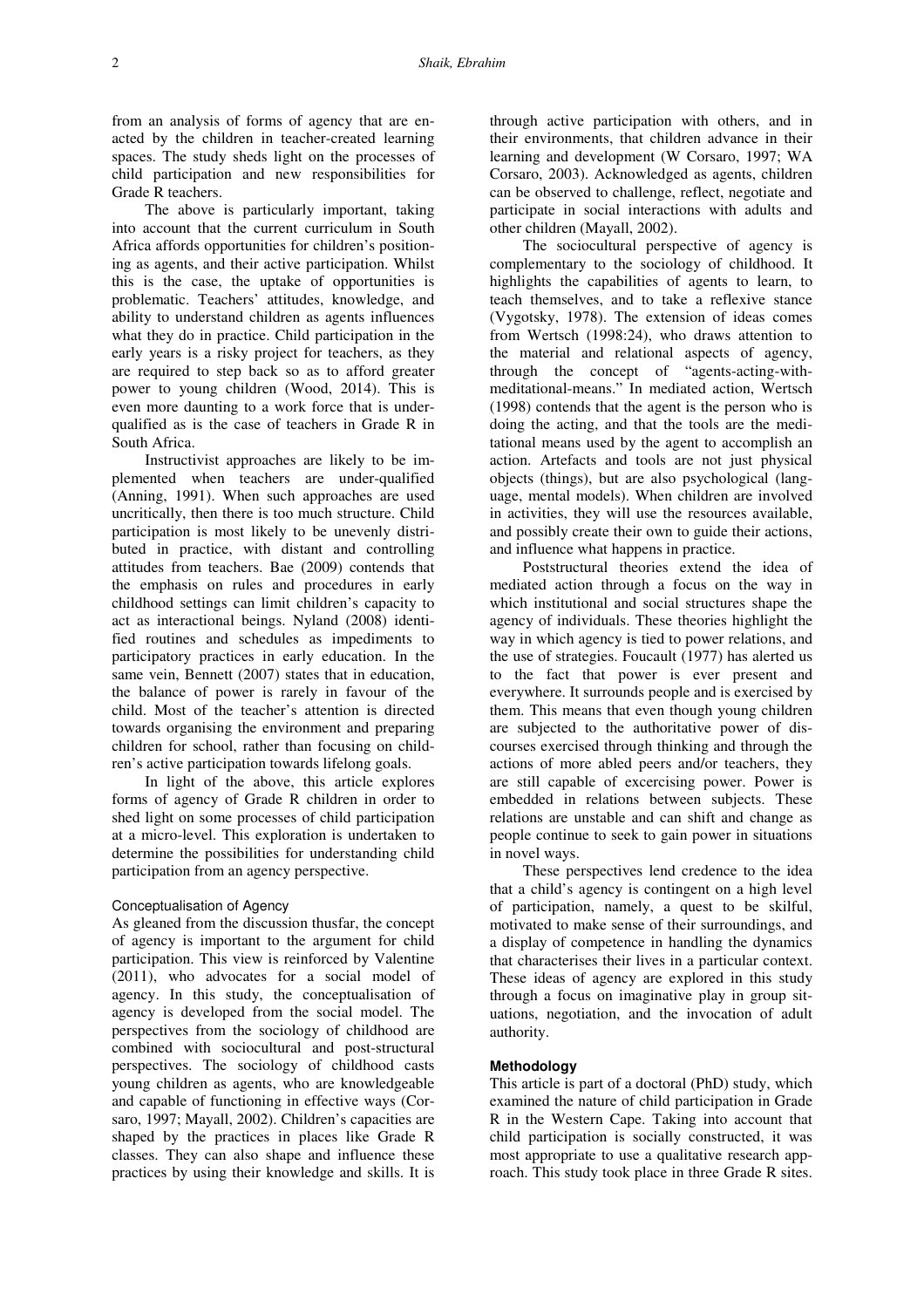from an analysis of forms of agency that are enacted by the children in teacher-created learning spaces. The study sheds light on the processes of child participation and new responsibilities for Grade R teachers.

The above is particularly important, taking into account that the current curriculum in South Africa affords opportunities for children's positioning as agents, and their active participation. Whilst this is the case, the uptake of opportunities is problematic. Teachers' attitudes, knowledge, and ability to understand children as agents influences what they do in practice. Child participation in the early years is a risky project for teachers, as they are required to step back so as to afford greater power to young children (Wood, 2014). This is even more daunting to a work force that is under-qualified as is the case of teachers in Grade R in South Africa.

Instructivist approaches are likely to be implemented when teachers are under-qualified (Anning, 1991). When such approaches are used uncritically, then there is too much structure. Child participation is most likely to be unevenly distributed in practice, with distant and controlling attitudes from teachers. Bae (2009) contends that the emphasis on rules and procedures in early childhood settings can limit children's capacity to act as interactional beings. Nyland (2008) identified routines and schedules as impediments to participatory practices in early education. In the same vein, Bennett (2007) states that in education, the balance of power is rarely in favour of the child. Most of the teacher's attention is directed towards organising the environment and preparing children for school, rather than focusing on children's active participation towards lifelong goals.

In light of the above, this article explores forms of agency of Grade R children in order to shed light on some processes of child participation at a micro-level. This exploration is undertaken to determine the possibilities for understanding child participation from an agency perspective.

### Conceptualisation of Agency

As gleaned from the discussion thusfar, the concept of agency is important to the argument for child participation. This view is reinforced by Valentine (2011), who advocates for a social model of agency. In this study, the conceptualisation of agency is developed from the social model. The perspectives from the sociology of childhood are combined with sociocultural and post-structural perspectives. The sociology of childhood casts young children as agents, who are knowledgeable and capable of functioning in effective ways (Corsaro, 1997; Mayall, 2002). Children's capacities are shaped by the practices in places like Grade R classes. They can also shape and influence these practices by using their knowledge and skills. It is through active participation with others, and in their environments, that children advance in their learning and development (W Corsaro, 1997; WA Corsaro, 2003). Acknowledged as agents, children can be observed to challenge, reflect, negotiate and participate in social interactions with adults and other children (Mayall, 2002).

The sociocultural perspective of agency is complementary to the sociology of childhood. It highlights the capabilities of agents to learn, to teach themselves, and to take a reflexive stance (Vygotsky, 1978). The extension of ideas comes from Wertsch (1998:24), who draws attention to the material and relational aspects of agency, through the concept of "agents-acting-with-meditational-means." In mediated action, Wertsch (1998) contends that the agent is the person who is doing the acting, and that the tools are the meditational means used by the agent to accomplish an action. Artefacts and tools are not just physical objects (things), but are also psychological (language, mental models). When children are involved in activities, they will use the resources available, and possibly create their own to guide their actions, and influence what happens in practice.

Poststructural theories extend the idea of mediated action through a focus on the way in which institutional and social structures shape the agency of individuals. These theories highlight the way in which agency is tied to power relations, and the use of strategies. Foucault (1977) has alerted us to the fact that power is ever present and everywhere. It surrounds people and is exercised by them. This means that even though young children are subjected to the authoritative power of discourses exercised through thinking and through the actions of more abled peers and/or teachers, they are still capable of excercising power. Power is embedded in relations between subjects. These relations are unstable and can shift and change as people continue to seek to gain power in situations in novel ways.

These perspectives lend credence to the idea that a child's agency is contingent on a high level of participation, namely, a quest to be skilful, motivated to make sense of their surroundings, and a display of competence in handling the dynamics that characterises their lives in a particular context. These ideas of agency are explored in this study through a focus on imaginative play in group situations, negotiation, and the invocation of adult authority.

## Methodology

This article is part of a doctoral (PhD) study, which examined the nature of child participation in Grade R in the Western Cape. Taking into account that child participation is socially constructed, it was most appropriate to use a qualitative research approach. This study took place in three Grade R sites.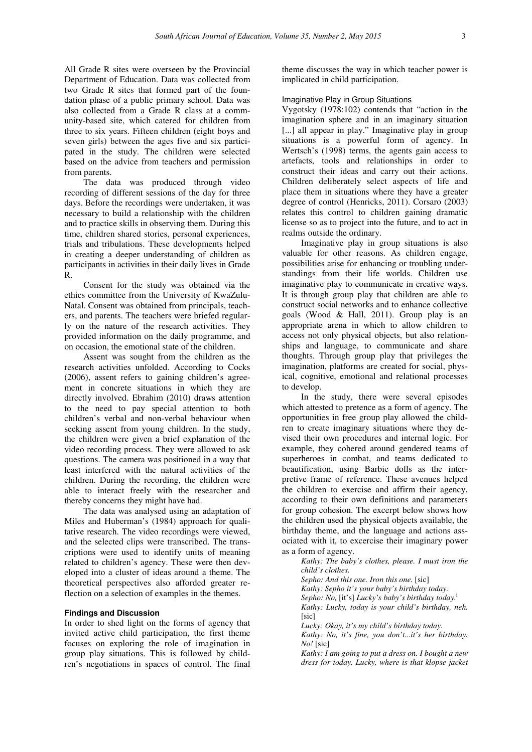All Grade R sites were overseen by the Provincial Department of Education. Data was collected from two Grade R sites that formed part of the foundation phase of a public primary school. Data was also collected from a Grade R class at a community-based site, which catered for children from three to six years. Fifteen children (eight boys and seven girls) between the ages five and six participated in the study. The children were selected based on the advice from teachers and permission from parents.

The data was produced through video recording of different sessions of the day for three days. Before the recordings were undertaken, it was necessary to build a relationship with the children and to practice skills in observing them. During this time, children shared stories, personal experiences, trials and tribulations. These developments helped in creating a deeper understanding of children as participants in activities in their daily lives in Grade R.

Consent for the study was obtained via the ethics committee from the University of KwaZulu-Natal. Consent was obtained from principals, teachers, and parents. The teachers were briefed regularly on the nature of the research activities. They provided information on the daily programme, and on occasion, the emotional state of the children.

Assent was sought from the children as the research activities unfolded. According to Cocks (2006), assent refers to gaining children's agreement in concrete situations in which they are directly involved. Ebrahim (2010) draws attention to the need to pay special attention to both children's verbal and non-verbal behaviour when seeking assent from young children. In the study, the children were given a brief explanation of the video recording process. They were allowed to ask questions. The camera was positioned in a way that least interfered with the natural activities of the children. During the recording, the children were able to interact freely with the researcher and thereby concerns they might have had.

The data was analysed using an adaptation of Miles and Huberman's (1984) approach for qualitative research. The video recordings were viewed, and the selected clips were transcribed. The transcriptions were used to identify units of meaning related to children's agency. These were then developed into a cluster of ideas around a theme. The theoretical perspectives also afforded greater reflection on a selection of examples in the themes.

## Findings and Discussion

In order to shed light on the forms of agency that invited active child participation, the first theme focuses on exploring the role of imagination in group play situations. This is followed by children's negotiations in spaces of control. The final theme discusses the way in which teacher power is implicated in child participation.

### Imaginative Play in Group Situations

Vygotsky (1978:102) contends that "action in the imagination sphere and in an imaginary situation [...] all appear in play." Imaginative play in group situations is a powerful form of agency. In Wertsch's (1998) terms, the agents gain access to artefacts, tools and relationships in order to construct their ideas and carry out their actions. Children deliberately select aspects of life and place them in situations where they have a greater degree of control (Henricks, 2011). Corsaro (2003) relates this control to children gaining dramatic license so as to project into the future, and to act in realms outside the ordinary.

Imaginative play in group situations is also valuable for other reasons. As children engage, possibilities arise for enhancing or troubling understandings from their life worlds. Children use imaginative play to communicate in creative ways. It is through group play that children are able to construct social networks and to enhance collective goals (Wood & Hall, 2011). Group play is an appropriate arena in which to allow children to access not only physical objects, but also relationships and language, to communicate and share thoughts. Through group play that privileges the imagination, platforms are created for social, physical, cognitive, emotional and relational processes to develop.

In the study, there were several episodes which attested to pretence as a form of agency. The opportunities in free group play allowed the children to create imaginary situations where they devised their own procedures and internal logic. For example, they cohered around gendered teams of superheroes in combat, and teams dedicated to beautification, using Barbie dolls as the interpretive frame of reference. These avenues helped the children to exercise and affirm their agency, according to their own definitions and parameters for group cohesion. The excerpt below shows how the children used the physical objects available, the birthday theme, and the language and actions associated with it, to excercise their imaginary power as a form of agency.

> *Kathy: The baby's clothes, please. I must iron the child's clothes.*
> *Sepho: And this one. Iron this one.* [sic]
> *Kathy: Sepho it's your baby's birthday today.*
> *Sepho: No,* [it's] *Lucky's baby's birthday today.*[i]
> *Kathy: Lucky, today is your child's birthday, neh.* [sic]
> *Lucky: Okay, it's my child's birthday today.*
> *Kathy: No, it's fine, you don't...it's her birthday. No!* [sic]
> *Kathy: I am going to put a dress on. I bought a new dress for today. Lucky, where is that klopse jacket*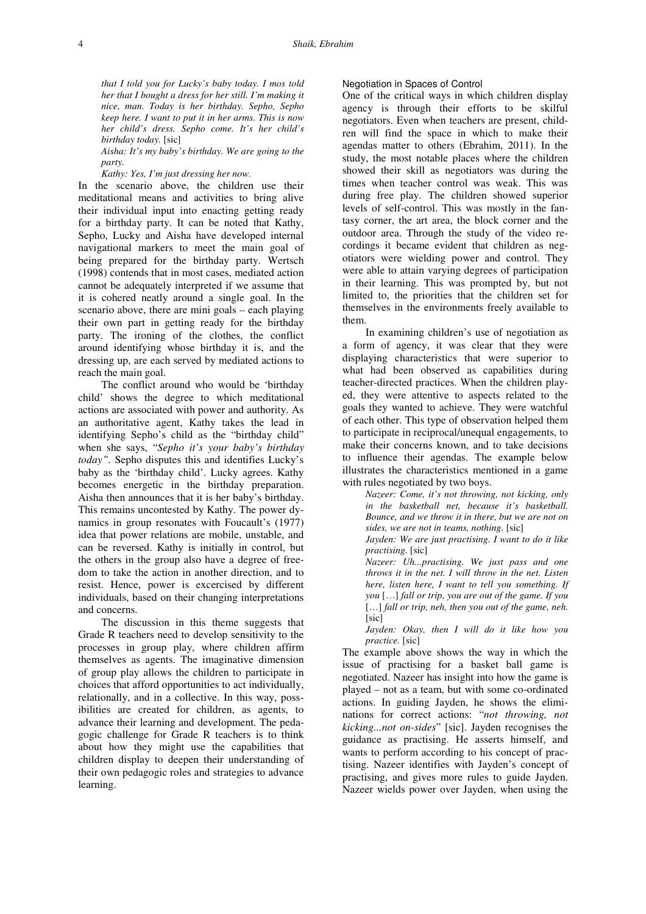*that I told you for Lucky's baby today. I mos told her that I bought a dress for her still. I'm making it nice, man. Today is her birthday. Sepho, Sepho keep here. I want to put it in her arms. This is now her child's dress. Sepho come. It's her child's birthday today.* [sic]

*Aisha: It's my baby's birthday. We are going to the party.*

*Kathy: Yes, I'm just dressing her now.*

In the scenario above, the children use their meditational means and activities to bring alive their individual input into enacting getting ready for a birthday party. It can be noted that Kathy, Sepho, Lucky and Aisha have developed internal navigational markers to meet the main goal of being prepared for the birthday party. Wertsch (1998) contends that in most cases, mediated action cannot be adequately interpreted if we assume that it is cohered neatly around a single goal. In the scenario above, there are mini goals – each playing their own part in getting ready for the birthday party. The ironing of the clothes, the conflict around identifying whose birthday it is, and the dressing up, are each served by mediated actions to reach the main goal.

The conflict around who would be 'birthday child' shows the degree to which meditational actions are associated with power and authority. As an authoritative agent, Kathy takes the lead in identifying Sepho's child as the "birthday child" when she says, "*Sepho it's your baby's birthday today"*. Sepho disputes this and identifies Lucky's baby as the 'birthday child'. Lucky agrees. Kathy becomes energetic in the birthday preparation. Aisha then announces that it is her baby's birthday. This remains uncontested by Kathy. The power dynamics in group resonates with Foucault's (1977) idea that power relations are mobile, unstable, and can be reversed. Kathy is initially in control, but the others in the group also have a degree of freedom to take the action in another direction, and to resist. Hence, power is excercised by different individuals, based on their changing interpretations and concerns.

The discussion in this theme suggests that Grade R teachers need to develop sensitivity to the processes in group play, where children affirm themselves as agents. The imaginative dimension of group play allows the children to participate in choices that afford opportunities to act individually, relationally, and in a collective. In this way, possibilities are created for children, as agents, to advance their learning and development. The pedagogic challenge for Grade R teachers is to think about how they might use the capabilities that children display to deepen their understanding of their own pedagogic roles and strategies to advance learning.

### Negotiation in Spaces of Control

One of the critical ways in which children display agency is through their efforts to be skilful negotiators. Even when teachers are present, children will find the space in which to make their agendas matter to others (Ebrahim, 2011). In the study, the most notable places where the children showed their skill as negotiators was during the times when teacher control was weak. This was during free play. The children showed superior levels of self-control. This was mostly in the fantasy corner, the art area, the block corner and the outdoor area. Through the study of the video recordings it became evident that children as negotiators were wielding power and control. They were able to attain varying degrees of participation in their learning. This was prompted by, but not limited to, the priorities that the children set for themselves in the environments freely available to them.

In examining children's use of negotiation as a form of agency, it was clear that they were displaying characteristics that were superior to what had been observed as capabilities during teacher-directed practices. When the children played, they were attentive to aspects related to the goals they wanted to achieve. They were watchful of each other. This type of observation helped them to participate in reciprocal/unequal engagements, to make their concerns known, and to take decisions to influence their agendas. The example below illustrates the characteristics mentioned in a game with rules negotiated by two boys.

*Nazeer: Come, it's not throwing, not kicking, only in the basketball net, because it's basketball. Bounce, and we throw it in there, but we are not on sides, we are not in teams, nothing.* [sic]

*Jayden: We are just practising. I want to do it like practising.* [sic]

*Nazeer: Uh...practising. We just pass and one throws it in the net. I will throw in the net. Listen here, listen here, I want to tell you something. If you* […] *fall or trip, you are out of the game. If you* […] *fall or trip, neh, then you out of the game, neh.* [sic]

*Jayden: Okay, then I will do it like how you practice.* [sic]

The example above shows the way in which the issue of practising for a basket ball game is negotiated. Nazeer has insight into how the game is played – not as a team, but with some co-ordinated actions. In guiding Jayden, he shows the eliminations for correct actions: "*not throwing, not kicking...not on-sides*" [sic]. Jayden recognises the guidance as practising. He asserts himself, and wants to perform according to his concept of practising. Nazeer identifies with Jayden's concept of practising, and gives more rules to guide Jayden. Nazeer wields power over Jayden, when using the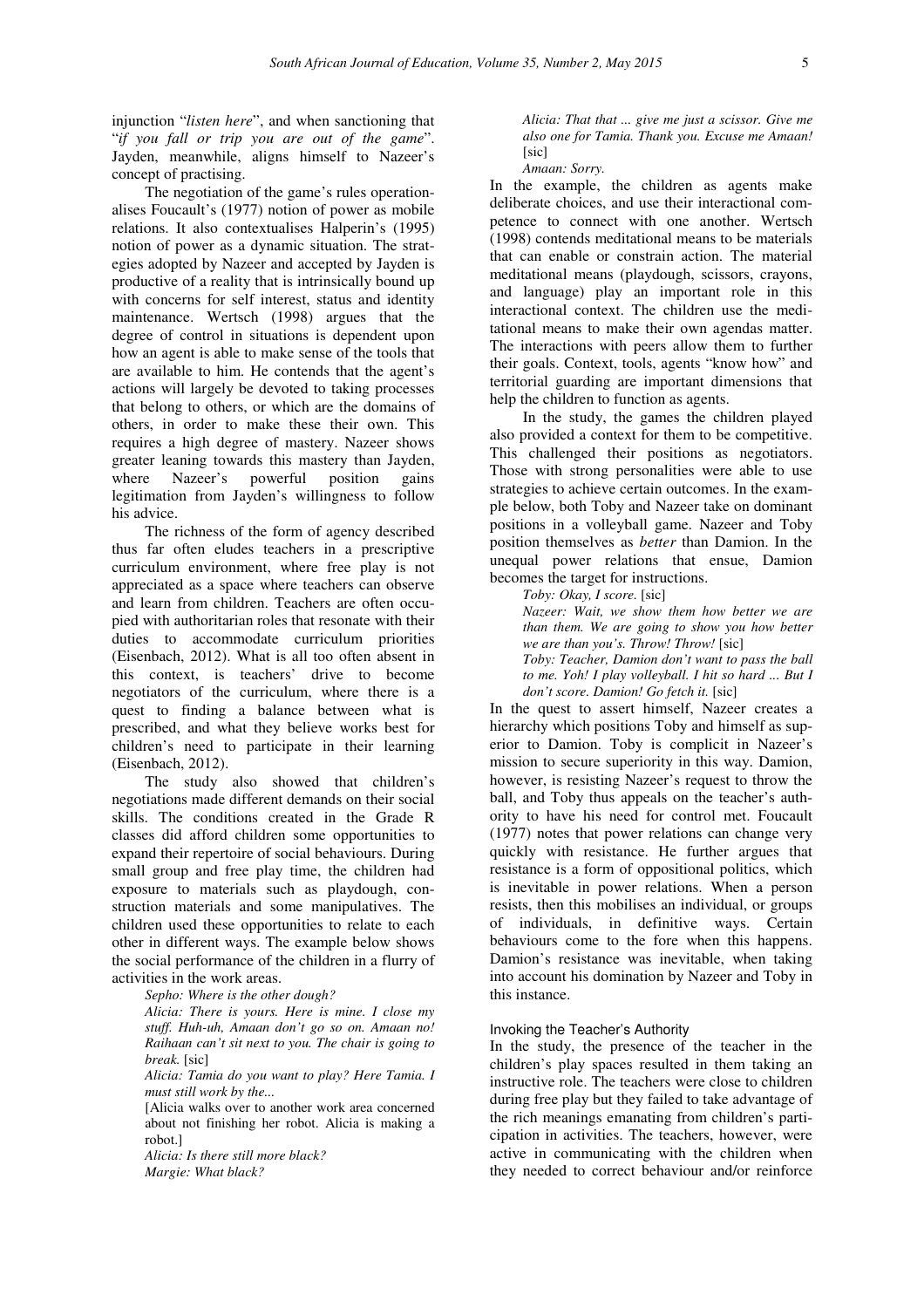injunction "*listen here*", and when sanctioning that "*if you fall or trip you are out of the game*". Jayden, meanwhile, aligns himself to Nazeer's concept of practising.

The negotiation of the game's rules operationalises Foucault's (1977) notion of power as mobile relations. It also contextualises Halperin's (1995) notion of power as a dynamic situation. The strategies adopted by Nazeer and accepted by Jayden is productive of a reality that is intrinsically bound up with concerns for self interest, status and identity maintenance. Wertsch (1998) argues that the degree of control in situations is dependent upon how an agent is able to make sense of the tools that are available to him. He contends that the agent's actions will largely be devoted to taking processes that belong to others, or which are the domains of others, in order to make these their own. This requires a high degree of mastery. Nazeer shows greater leaning towards this mastery than Jayden, where Nazeer's powerful position gains legitimation from Jayden's willingness to follow his advice.

The richness of the form of agency described thus far often eludes teachers in a prescriptive curriculum environment, where free play is not appreciated as a space where teachers can observe and learn from children. Teachers are often occupied with authoritarian roles that resonate with their duties to accommodate curriculum priorities (Eisenbach, 2012). What is all too often absent in this context, is teachers' drive to become negotiators of the curriculum, where there is a quest to finding a balance between what is prescribed, and what they believe works best for children's need to participate in their learning (Eisenbach, 2012).

The study also showed that children's negotiations made different demands on their social skills. The conditions created in the Grade R classes did afford children some opportunities to expand their repertoire of social behaviours. During small group and free play time, the children had exposure to materials such as playdough, construction materials and some manipulatives. The children used these opportunities to relate to each other in different ways. The example below shows the social performance of the children in a flurry of activities in the work areas.

> *Sepho: Where is the other dough?*
>
> *Alicia: There is yours. Here is mine. I close my stuff. Huh-uh, Amaan don't go so on. Amaan no! Raihaan can't sit next to you. The chair is going to break.* [sic]
>
> *Alicia: Tamia do you want to play? Here Tamia. I must still work by the...*
>
> [Alicia walks over to another work area concerned about not finishing her robot. Alicia is making a robot.]
>
> *Alicia: Is there still more black?*
>
> *Margie: What black?*
>
> *Alicia: That that ... give me just a scissor. Give me also one for Tamia. Thank you. Excuse me Amaan!* [sic]
>
> *Amaan: Sorry.*

In the example, the children as agents make deliberate choices, and use their interactional competence to connect with one another. Wertsch (1998) contends meditational means to be materials that can enable or constrain action. The material meditational means (playdough, scissors, crayons, and language) play an important role in this interactional context. The children use the meditational means to make their own agendas matter. The interactions with peers allow them to further their goals. Context, tools, agents "know how" and territorial guarding are important dimensions that help the children to function as agents.

In the study, the games the children played also provided a context for them to be competitive. This challenged their positions as negotiators. Those with strong personalities were able to use strategies to achieve certain outcomes. In the example below, both Toby and Nazeer take on dominant positions in a volleyball game. Nazeer and Toby position themselves as *better* than Damion. In the unequal power relations that ensue, Damion becomes the target for instructions.

> *Toby: Okay, I score.* [sic]
>
> *Nazeer: Wait, we show them how better we are than them. We are going to show you how better we are than you's. Throw! Throw!* [sic]
>
> *Toby: Teacher, Damion don't want to pass the ball to me. Yoh! I play volleyball. I hit so hard ... But I don't score. Damion! Go fetch it.* [sic]

In the quest to assert himself, Nazeer creates a hierarchy which positions Toby and himself as superior to Damion. Toby is complicit in Nazeer's mission to secure superiority in this way. Damion, however, is resisting Nazeer's request to throw the ball, and Toby thus appeals on the teacher's authority to have his need for control met. Foucault (1977) notes that power relations can change very quickly with resistance. He further argues that resistance is a form of oppositional politics, which is inevitable in power relations. When a person resists, then this mobilises an individual, or groups of individuals, in definitive ways. Certain behaviours come to the fore when this happens. Damion's resistance was inevitable, when taking into account his domination by Nazeer and Toby in this instance.

### Invoking the Teacher's Authority

In the study, the presence of the teacher in the children's play spaces resulted in them taking an instructive role. The teachers were close to children during free play but they failed to take advantage of the rich meanings emanating from children's participation in activities. The teachers, however, were active in communicating with the children when they needed to correct behaviour and/or reinforce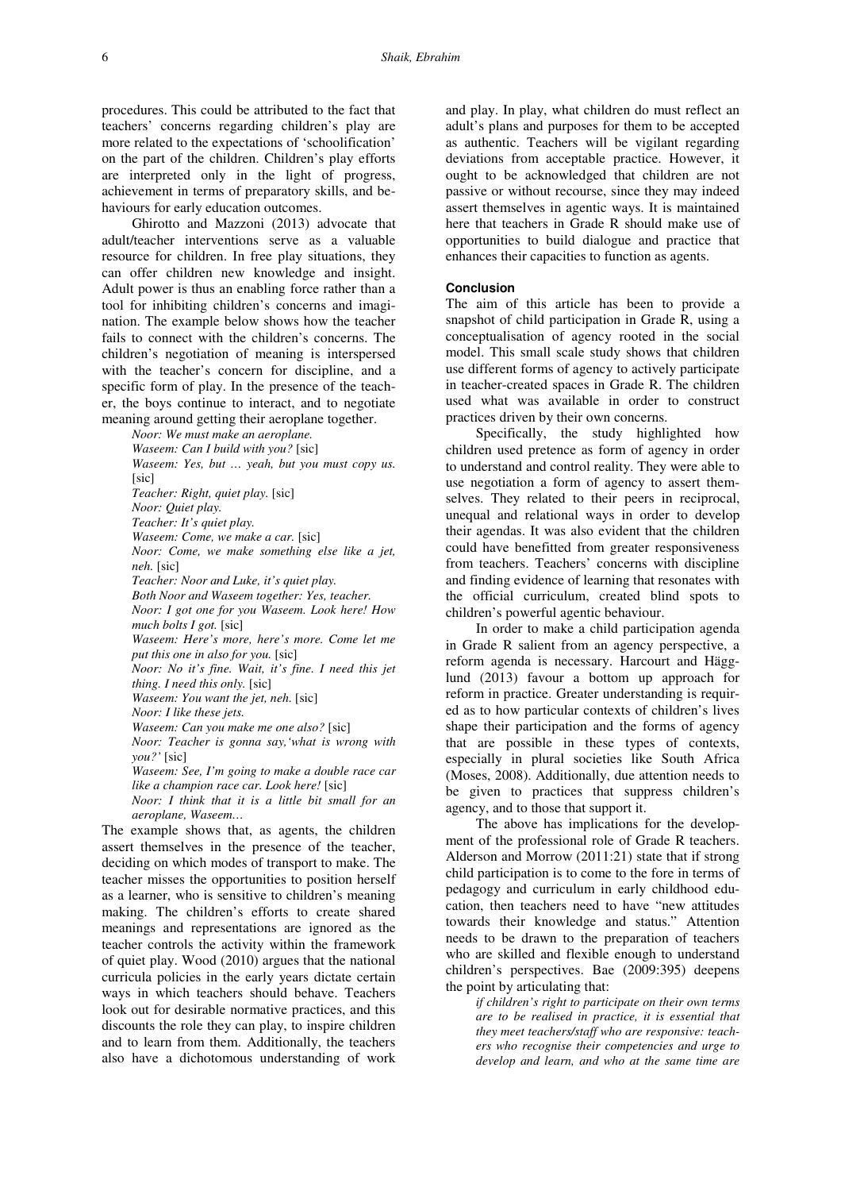procedures. This could be attributed to the fact that teachers' concerns regarding children's play are more related to the expectations of 'schoolification' on the part of the children. Children's play efforts are interpreted only in the light of progress, achievement in terms of preparatory skills, and behaviours for early education outcomes.

Ghirotto and Mazzoni (2013) advocate that adult/teacher interventions serve as a valuable resource for children. In free play situations, they can offer children new knowledge and insight. Adult power is thus an enabling force rather than a tool for inhibiting children's concerns and imagination. The example below shows how the teacher fails to connect with the children's concerns. The children's negotiation of meaning is interspersed with the teacher's concern for discipline, and a specific form of play. In the presence of the teacher, the boys continue to interact, and to negotiate meaning around getting their aeroplane together.

> *Noor: We must make an aeroplane.*
> *Waseem: Can I build with you?* [sic]
> *Waseem: Yes, but … yeah, but you must copy us.* [sic]
> *Teacher: Right, quiet play.* [sic]
> *Noor: Quiet play.*
> *Teacher: It's quiet play.*
> *Waseem: Come, we make a car.* [sic]
> *Noor: Come, we make something else like a jet, neh.* [sic]
> *Teacher: Noor and Luke, it's quiet play.*
> *Both Noor and Waseem together: Yes, teacher.*
> *Noor: I got one for you Waseem. Look here! How much bolts I got.* [sic]
> *Waseem: Here's more, here's more. Come let me put this one in also for you.* [sic]
> *Noor: No it's fine. Wait, it's fine. I need this jet thing. I need this only.* [sic]
> *Waseem: You want the jet, neh.* [sic]
> *Noor: I like these jets.*
> *Waseem: Can you make me one also?* [sic]
> *Noor: Teacher is gonna say,'what is wrong with you?'* [sic]
> *Waseem: See, I'm going to make a double race car like a champion race car. Look here!* [sic]
> *Noor: I think that it is a little bit small for an aeroplane, Waseem…*

The example shows that, as agents, the children assert themselves in the presence of the teacher, deciding on which modes of transport to make. The teacher misses the opportunities to position herself as a learner, who is sensitive to children's meaning making. The children's efforts to create shared meanings and representations are ignored as the teacher controls the activity within the framework of quiet play. Wood (2010) argues that the national curricula policies in the early years dictate certain ways in which teachers should behave. Teachers look out for desirable normative practices, and this discounts the role they can play, to inspire children and to learn from them. Additionally, the teachers also have a dichotomous understanding of work and play. In play, what children do must reflect an adult's plans and purposes for them to be accepted as authentic. Teachers will be vigilant regarding deviations from acceptable practice. However, it ought to be acknowledged that children are not passive or without recourse, since they may indeed assert themselves in agentic ways. It is maintained here that teachers in Grade R should make use of opportunities to build dialogue and practice that enhances their capacities to function as agents.

## Conclusion

The aim of this article has been to provide a snapshot of child participation in Grade R, using a conceptualisation of agency rooted in the social model. This small scale study shows that children use different forms of agency to actively participate in teacher-created spaces in Grade R. The children used what was available in order to construct practices driven by their own concerns.

Specifically, the study highlighted how children used pretence as form of agency in order to understand and control reality. They were able to use negotiation a form of agency to assert themselves. They related to their peers in reciprocal, unequal and relational ways in order to develop their agendas. It was also evident that the children could have benefitted from greater responsiveness from teachers. Teachers' concerns with discipline and finding evidence of learning that resonates with the official curriculum, created blind spots to children's powerful agentic behaviour.

In order to make a child participation agenda in Grade R salient from an agency perspective, a reform agenda is necessary. Harcourt and Hägglund (2013) favour a bottom up approach for reform in practice. Greater understanding is required as to how particular contexts of children's lives shape their participation and the forms of agency that are possible in these types of contexts, especially in plural societies like South Africa (Moses, 2008). Additionally, due attention needs to be given to practices that suppress children's agency, and to those that support it.

The above has implications for the development of the professional role of Grade R teachers. Alderson and Morrow (2011:21) state that if strong child participation is to come to the fore in terms of pedagogy and curriculum in early childhood education, then teachers need to have "new attitudes towards their knowledge and status." Attention needs to be drawn to the preparation of teachers who are skilled and flexible enough to understand children's perspectives. Bae (2009:395) deepens the point by articulating that:

> *if children's right to participate on their own terms are to be realised in practice, it is essential that they meet teachers/staff who are responsive: teachers who recognise their competencies and urge to develop and learn, and who at the same time are*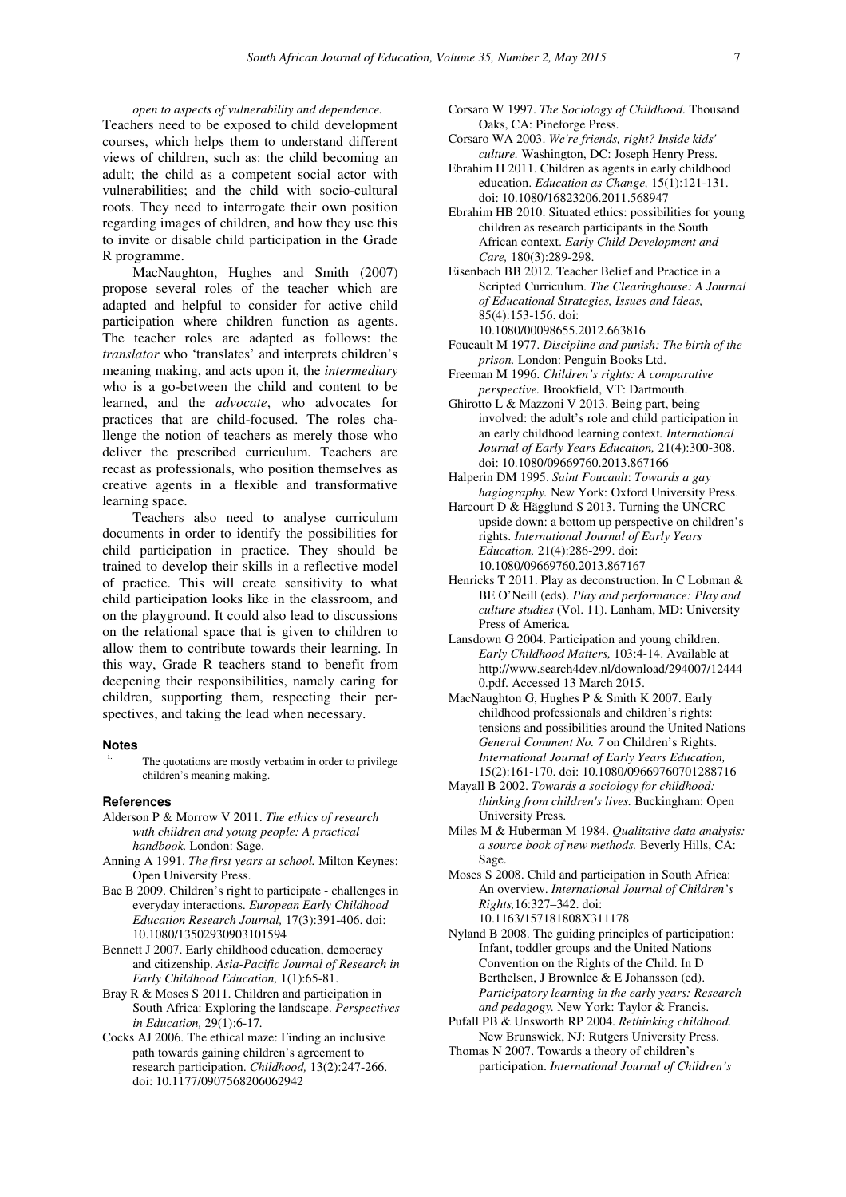*open to aspects of vulnerability and dependence.*

Teachers need to be exposed to child development courses, which helps them to understand different views of children, such as: the child becoming an adult; the child as a competent social actor with vulnerabilities; and the child with socio-cultural roots. They need to interrogate their own position regarding images of children, and how they use this to invite or disable child participation in the Grade R programme.

MacNaughton, Hughes and Smith (2007) propose several roles of the teacher which are adapted and helpful to consider for active child participation where children function as agents. The teacher roles are adapted as follows: the *translator* who 'translates' and interprets children's meaning making, and acts upon it, the *intermediary* who is a go-between the child and content to be learned, and the *advocate*, who advocates for practices that are child-focused. The roles challenge the notion of teachers as merely those who deliver the prescribed curriculum. Teachers are recast as professionals, who position themselves as creative agents in a flexible and transformative learning space.

Teachers also need to analyse curriculum documents in order to identify the possibilities for child participation in practice. They should be trained to develop their skills in a reflective model of practice. This will create sensitivity to what child participation looks like in the classroom, and on the playground. It could also lead to discussions on the relational space that is given to children to allow them to contribute towards their learning. In this way, Grade R teachers stand to benefit from deepening their responsibilities, namely caring for children, supporting them, respecting their perspectives, and taking the lead when necessary.

## Notes

i. The quotations are mostly verbatim in order to privilege children's meaning making.

## References

Alderson P & Morrow V 2011. *The ethics of research with children and young people: A practical handbook.* London: Sage.

Anning A 1991. *The first years at school.* Milton Keynes: Open University Press.

Bae B 2009. Children's right to participate - challenges in everyday interactions. *European Early Childhood Education Research Journal,* 17(3):391-406. doi: 10.1080/13502930903101594

Bennett J 2007. Early childhood education, democracy and citizenship. *Asia-Pacific Journal of Research in Early Childhood Education,* 1(1):65-81.

Bray R & Moses S 2011. Children and participation in South Africa: Exploring the landscape. *Perspectives in Education,* 29(1):6-17.

Cocks AJ 2006. The ethical maze: Finding an inclusive path towards gaining children's agreement to research participation. *Childhood,* 13(2):247-266. doi: 10.1177/0907568206062942

Corsaro W 1997. *The Sociology of Childhood.* Thousand Oaks, CA: Pineforge Press.

Corsaro WA 2003. *We're friends, right? Inside kids' culture.* Washington, DC: Joseph Henry Press.

Ebrahim H 2011. Children as agents in early childhood education. *Education as Change,* 15(1):121-131. doi: 10.1080/16823206.2011.568947

Ebrahim HB 2010. Situated ethics: possibilities for young children as research participants in the South African context. *Early Child Development and Care,* 180(3):289-298.

Eisenbach BB 2012. Teacher Belief and Practice in a Scripted Curriculum. *The Clearinghouse: A Journal of Educational Strategies, Issues and Ideas,* 85(4):153-156. doi: 10.1080/00098655.2012.663816

Foucault M 1977. *Discipline and punish: The birth of the prison.* London: Penguin Books Ltd.

Freeman M 1996. *Children's rights: A comparative perspective.* Brookfield, VT: Dartmouth.

Ghirotto L & Mazzoni V 2013. Being part, being involved: the adult's role and child participation in an early childhood learning context*. International Journal of Early Years Education,* 21(4):300-308. doi: 10.1080/09669760.2013.867166

Halperin DM 1995. *Saint Foucault*: *Towards a gay hagiography.* New York: Oxford University Press.

Harcourt D & Hägglund S 2013. Turning the UNCRC upside down: a bottom up perspective on children's rights. *International Journal of Early Years Education,* 21(4):286-299. doi: 10.1080/09669760.2013.867167

Henricks T 2011. Play as deconstruction. In C Lobman & BE O'Neill (eds). *Play and performance: Play and culture studies* (Vol. 11). Lanham, MD: University Press of America.

Lansdown G 2004. Participation and young children. *Early Childhood Matters,* 103:4-14. Available at http://www.search4dev.nl/download/294007/124440.pdf. Accessed 13 March 2015.

MacNaughton G, Hughes P & Smith K 2007. Early childhood professionals and children's rights: tensions and possibilities around the United Nations *General Comment No. 7* on Children's Rights. *International Journal of Early Years Education,* 15(2):161-170. doi: 10.1080/09669760701288716

Mayall B 2002. *Towards a sociology for childhood: thinking from children's lives.* Buckingham: Open University Press.

Miles M & Huberman M 1984. *Qualitative data analysis: a source book of new methods.* Beverly Hills, CA: Sage.

Moses S 2008. Child and participation in South Africa: An overview. *International Journal of Children's Rights,*16:327–342. doi: 10.1163/157181808X311178

Nyland B 2008. The guiding principles of participation: Infant, toddler groups and the United Nations Convention on the Rights of the Child. In D Berthelsen, J Brownlee & E Johansson (ed). *Participatory learning in the early years: Research and pedagogy.* New York: Taylor & Francis.

Pufall PB & Unsworth RP 2004. *Rethinking childhood.* New Brunswick, NJ: Rutgers University Press.

Thomas N 2007. Towards a theory of children's participation. *International Journal of Children's*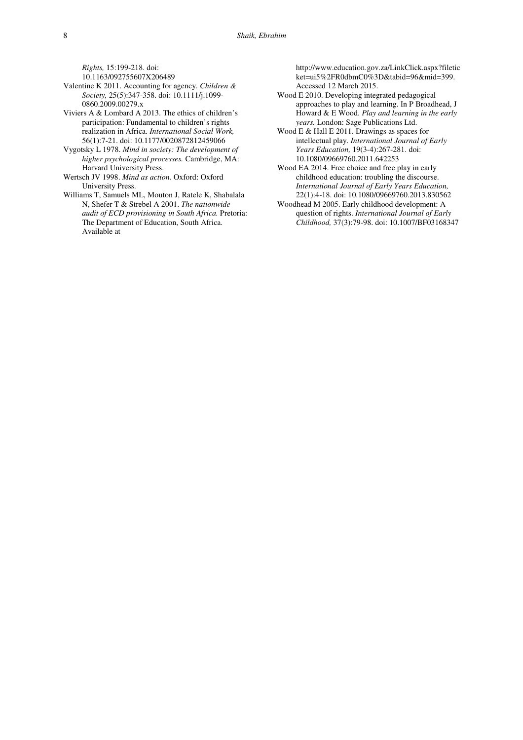*Rights,* 15:199-218. doi: 10.1163/092755607X206489

Valentine K 2011. Accounting for agency. *Children & Society,* 25(5):347-358. doi: 10.1111/j.1099-0860.2009.00279.x

Viviers A & Lombard A 2013. The ethics of children's participation: Fundamental to children's rights realization in Africa. *International Social Work,* 56(1):7-21. doi: 10.1177/0020872812459066

Vygotsky L 1978. *Mind in society: The development of higher psychological processes.* Cambridge, MA: Harvard University Press.

Wertsch JV 1998. *Mind as action.* Oxford: Oxford University Press.

Williams T, Samuels ML, Mouton J, Ratele K, Shabalala N, Shefer T & Strebel A 2001. *The nationwide audit of ECD provisioning in South Africa.* Pretoria: The Department of Education, South Africa. Available at http://www.education.gov.za/LinkClick.aspx?fileticket=ui5%2FR0dbmC0%3D&tabid=96&mid=399. Accessed 12 March 2015.

Wood E 2010. Developing integrated pedagogical approaches to play and learning. In P Broadhead, J Howard & E Wood. *Play and learning in the early years.* London: Sage Publications Ltd.

Wood E & Hall E 2011. Drawings as spaces for intellectual play. *International Journal of Early Years Education,* 19(3-4):267-281. doi: 10.1080/09669760.2011.642253

Wood EA 2014. Free choice and free play in early childhood education: troubling the discourse. *International Journal of Early Years Education,* 22(1):4-18. doi: 10.1080/09669760.2013.830562

Woodhead M 2005. Early childhood development: A question of rights. *International Journal of Early Childhood,* 37(3):79-98. doi: 10.1007/BF03168347